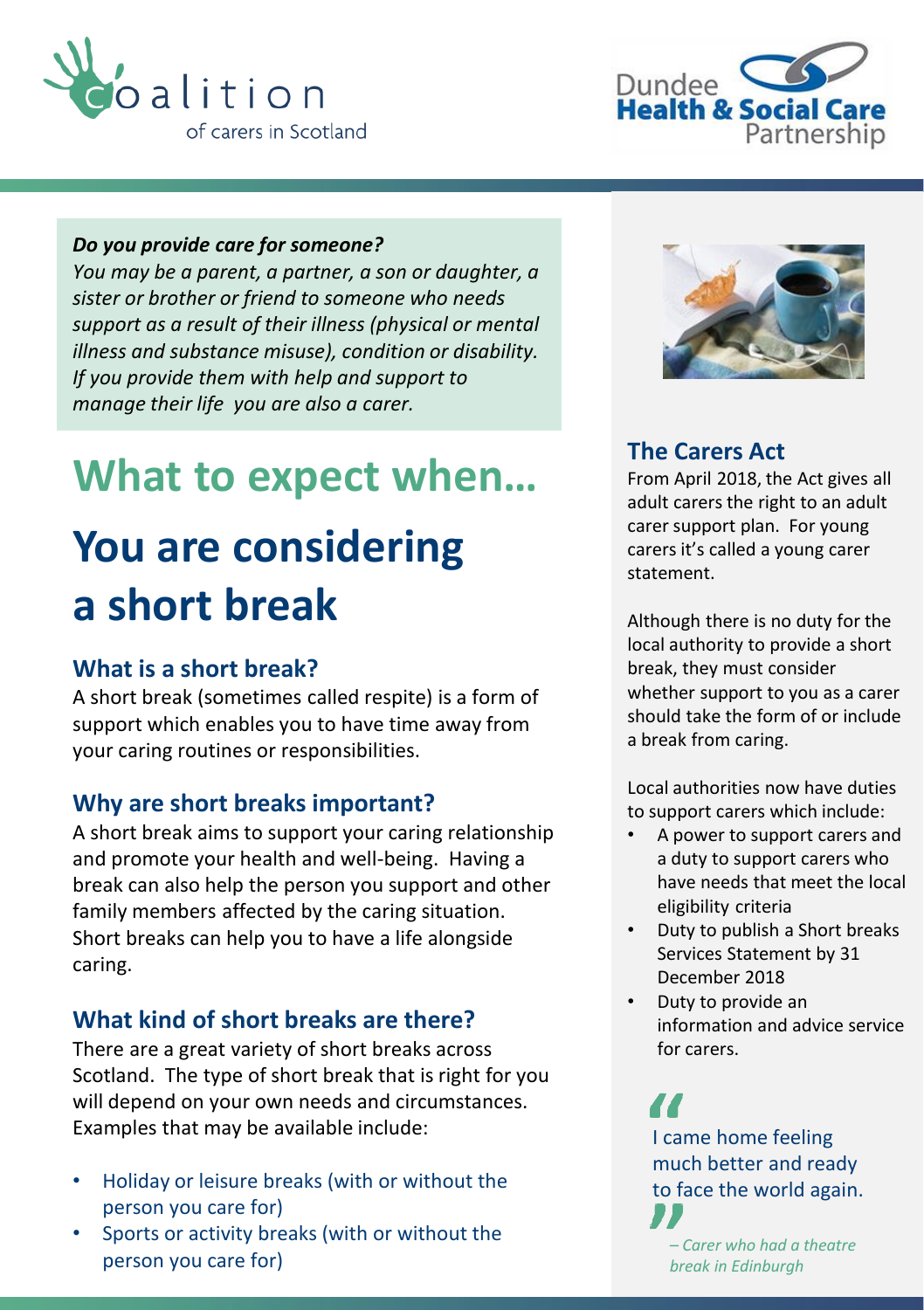Coalition of carers in Scotland

Dundee Health & Social Care Partnership

***Do you provide care for someone?***
*You may be a parent, a partner, a son or daughter, a sister or brother or friend to someone who needs support as a result of their illness (physical or mental illness and substance misuse), condition or disability. If you provide them with help and support to manage their life you are also a carer.*

# What to expect when…

# You are considering a short break

## What is a short break?

A short break (sometimes called respite) is a form of support which enables you to have time away from your caring routines or responsibilities.

## Why are short breaks important?

A short break aims to support your caring relationship and promote your health and well-being. Having a break can also help the person you support and other family members affected by the caring situation. Short breaks can help you to have a life alongside caring.

## What kind of short breaks are there?

There are a great variety of short breaks across Scotland. The type of short break that is right for you will depend on your own needs and circumstances. Examples that may be available include:

- Holiday or leisure breaks (with or without the person you care for)
- Sports or activity breaks (with or without the person you care for)

## The Carers Act

From April 2018, the Act gives all adult carers the right to an adult carer support plan. For young carers it's called a young carer statement.

Although there is no duty for the local authority to provide a short break, they must consider whether support to you as a carer should take the form of or include a break from caring.

Local authorities now have duties to support carers which include:

- A power to support carers and a duty to support carers who have needs that meet the local eligibility criteria
- Duty to publish a Short breaks Services Statement by 31 December 2018
- Duty to provide an information and advice service for carers.

> I came home feeling much better and ready to face the world again.
>
> *– Carer who had a theatre break in Edinburgh*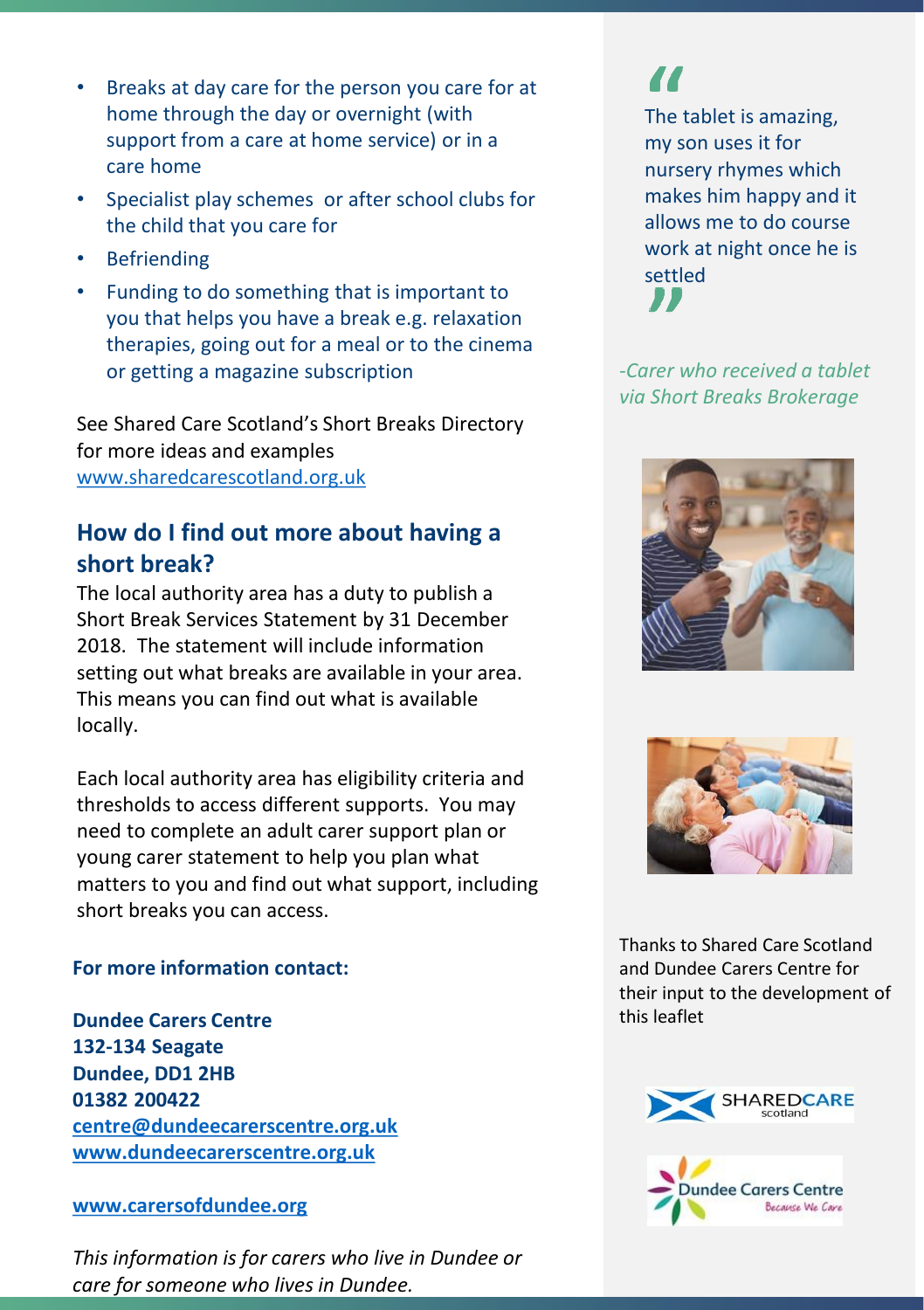- Breaks at day care for the person you care for at home through the day or overnight (with support from a care at home service) or in a care home
- Specialist play schemes or after school clubs for the child that you care for
- Befriending
- Funding to do something that is important to you that helps you have a break e.g. relaxation therapies, going out for a meal or to the cinema or getting a magazine subscription

See Shared Care Scotland's Short Breaks Directory for more ideas and examples
www.sharedcarescotland.org.uk

## How do I find out more about having a short break?

The local authority area has a duty to publish a Short Break Services Statement by 31 December 2018. The statement will include information setting out what breaks are available in your area. This means you can find out what is available locally.

Each local authority area has eligibility criteria and thresholds to access different supports. You may need to complete an adult carer support plan or young carer statement to help you plan what matters to you and find out what support, including short breaks you can access.

**For more information contact:**

**Dundee Carers Centre**
**132-134 Seagate**
**Dundee, DD1 2HB**
**01382 200422**
**centre@dundeecarerscentre.org.uk**
**www.dundeecarerscentre.org.uk**

**www.carersofdundee.org**

*This information is for carers who live in Dundee or care for someone who lives in Dundee.*

> "The tablet is amazing, my son uses it for nursery rhymes which makes him happy and it allows me to do course work at night once he is settled"

*-Carer who received a tablet via Short Breaks Brokerage*

Thanks to Shared Care Scotland and Dundee Carers Centre for their input to the development of this leaflet